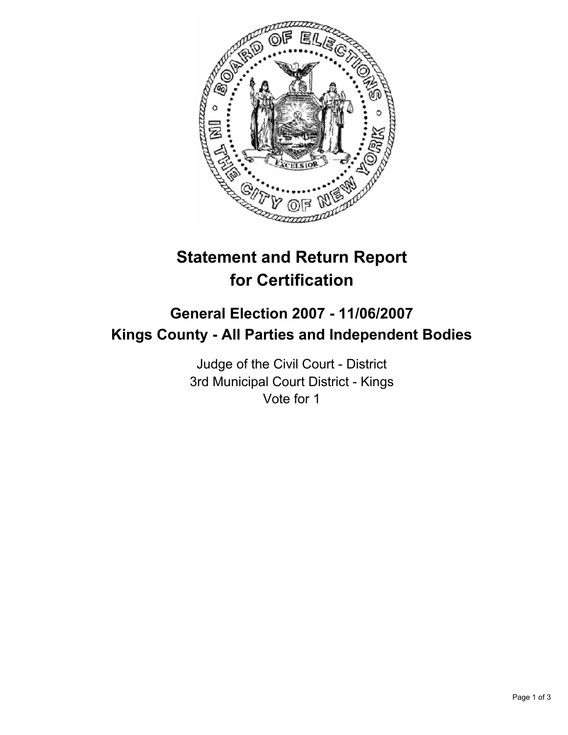# Statement and Return Report for Certification

## General Election 2007 - 11/06/2007
## Kings County - All Parties and Independent Bodies

Judge of the Civil Court - District
3rd Municipal Court District - Kings
Vote for 1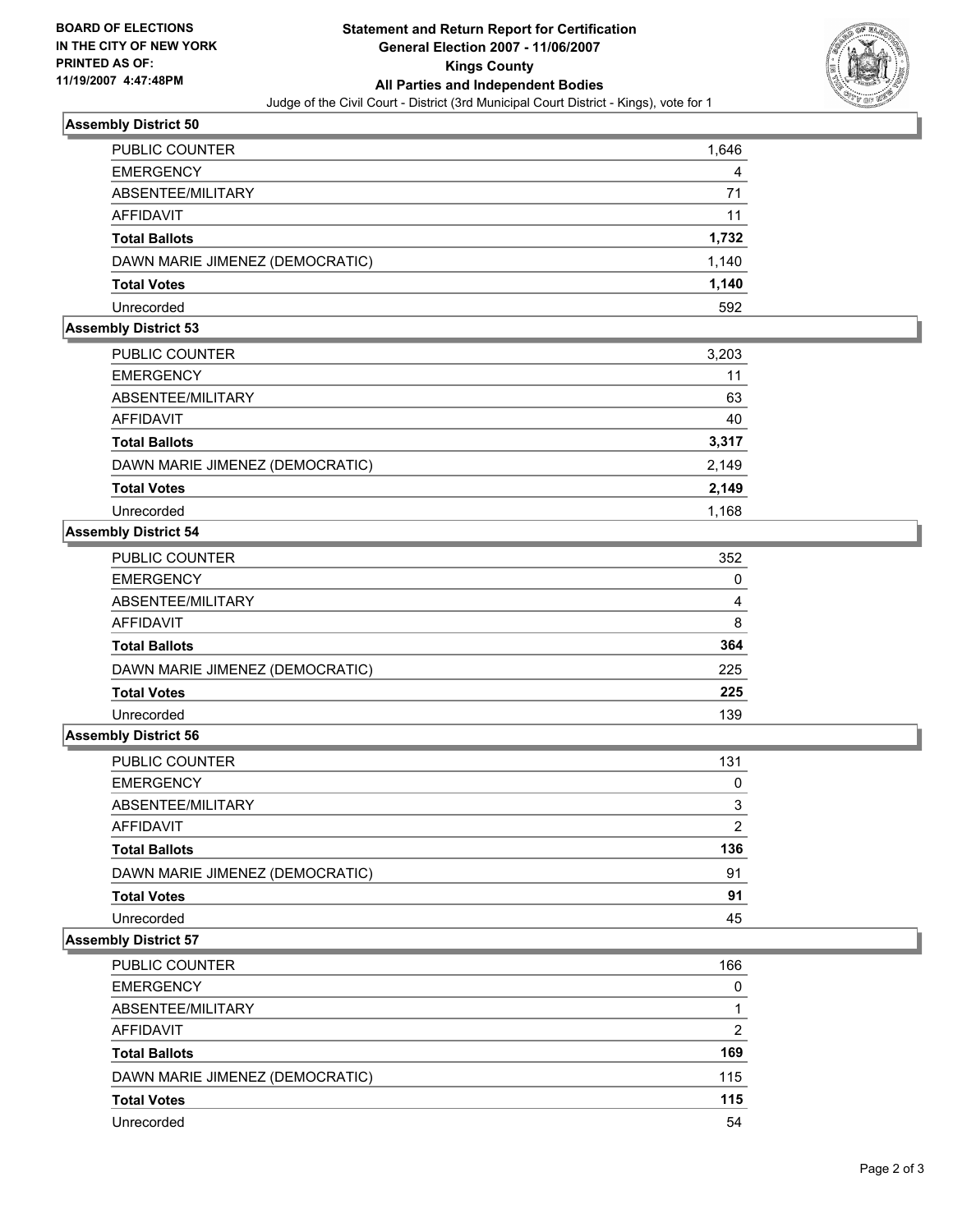**BOARD OF ELECTIONS IN THE CITY OF NEW YORK PRINTED AS OF: 11/19/2007 4:47:48PM**

# Statement and Return Report for Certification
## General Election 2007 - 11/06/2007
## Kings County
## All Parties and Independent Bodies
Judge of the Civil Court - District (3rd Municipal Court District - Kings), vote for 1

### Assembly District 50

| | |
|---|---|
| PUBLIC COUNTER | 1,646 |
| EMERGENCY | 4 |
| ABSENTEE/MILITARY | 71 |
| AFFIDAVIT | 11 |
| **Total Ballots** | **1,732** |
| DAWN MARIE JIMENEZ (DEMOCRATIC) | 1,140 |
| **Total Votes** | **1,140** |
| Unrecorded | 592 |

### Assembly District 53

| | |
|---|---|
| PUBLIC COUNTER | 3,203 |
| EMERGENCY | 11 |
| ABSENTEE/MILITARY | 63 |
| AFFIDAVIT | 40 |
| **Total Ballots** | **3,317** |
| DAWN MARIE JIMENEZ (DEMOCRATIC) | 2,149 |
| **Total Votes** | **2,149** |
| Unrecorded | 1,168 |

### Assembly District 54

| | |
|---|---|
| PUBLIC COUNTER | 352 |
| EMERGENCY | 0 |
| ABSENTEE/MILITARY | 4 |
| AFFIDAVIT | 8 |
| **Total Ballots** | **364** |
| DAWN MARIE JIMENEZ (DEMOCRATIC) | 225 |
| **Total Votes** | **225** |
| Unrecorded | 139 |

### Assembly District 56

| | |
|---|---|
| PUBLIC COUNTER | 131 |
| EMERGENCY | 0 |
| ABSENTEE/MILITARY | 3 |
| AFFIDAVIT | 2 |
| **Total Ballots** | **136** |
| DAWN MARIE JIMENEZ (DEMOCRATIC) | 91 |
| **Total Votes** | **91** |
| Unrecorded | 45 |

### Assembly District 57

| | |
|---|---|
| PUBLIC COUNTER | 166 |
| EMERGENCY | 0 |
| ABSENTEE/MILITARY | 1 |
| AFFIDAVIT | 2 |
| **Total Ballots** | **169** |
| DAWN MARIE JIMENEZ (DEMOCRATIC) | 115 |
| **Total Votes** | **115** |
| Unrecorded | 54 |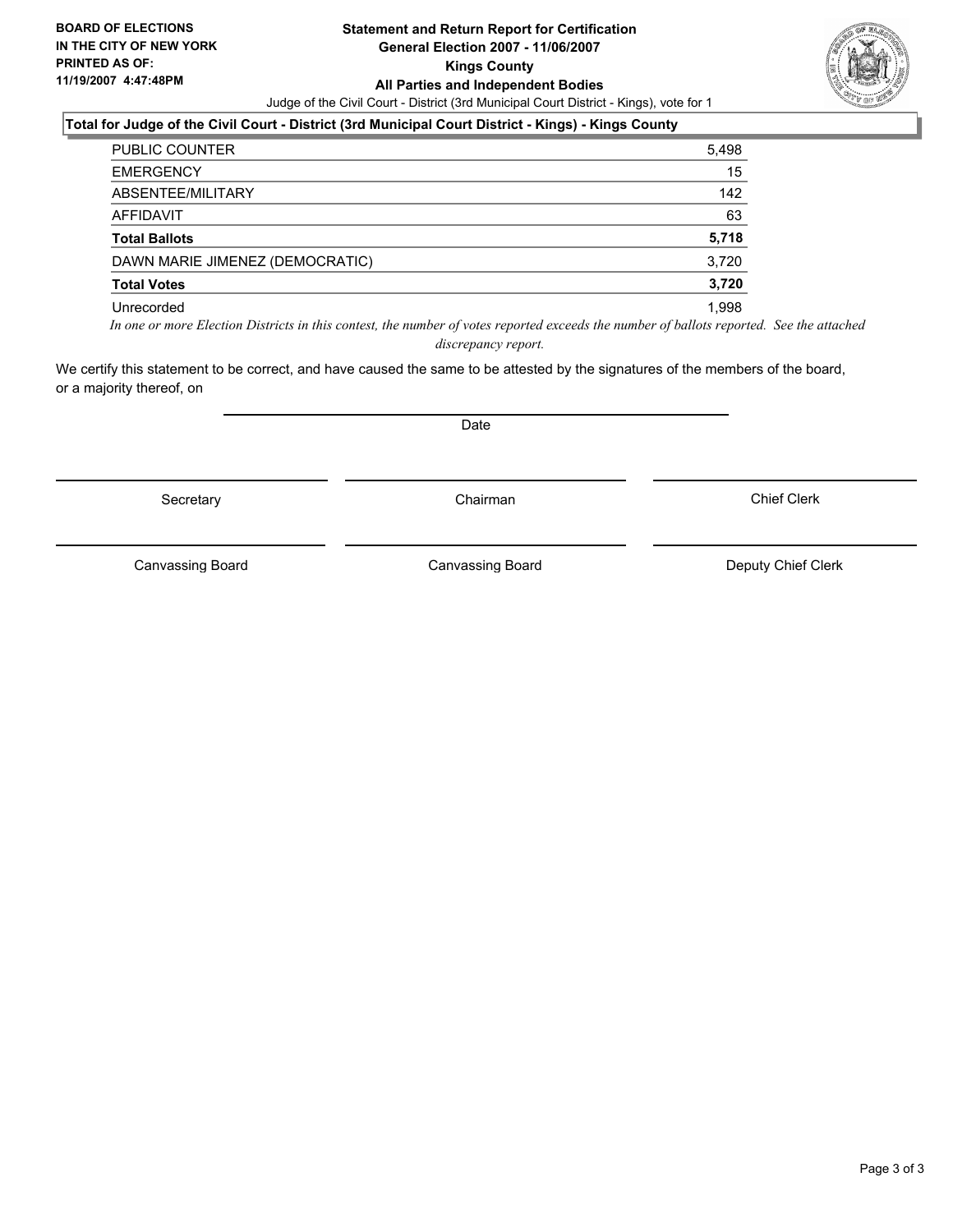**BOARD OF ELECTIONS IN THE CITY OF NEW YORK PRINTED AS OF: 11/19/2007 4:47:48PM**

**Statement and Return Report for Certification**
**General Election 2007 - 11/06/2007**
**Kings County**
**All Parties and Independent Bodies**

Judge of the Civil Court - District (3rd Municipal Court District - Kings), vote for 1

**Total for Judge of the Civil Court - District (3rd Municipal Court District - Kings) - Kings County**

| | |
|---|---|
| PUBLIC COUNTER | 5,498 |
| EMERGENCY | 15 |
| ABSENTEE/MILITARY | 142 |
| AFFIDAVIT | 63 |
| **Total Ballots** | **5,718** |
| DAWN MARIE JIMENEZ (DEMOCRATIC) | 3,720 |
| **Total Votes** | **3,720** |
| Unrecorded | 1,998 |

*In one or more Election Districts in this contest, the number of votes reported exceeds the number of ballots reported. See the attached discrepancy report.*

We certify this statement to be correct, and have caused the same to be attested by the signatures of the members of the board, or a majority thereof, on

Date

Secretary | Chairman | Chief Clerk

Canvassing Board | Canvassing Board | Deputy Chief Clerk